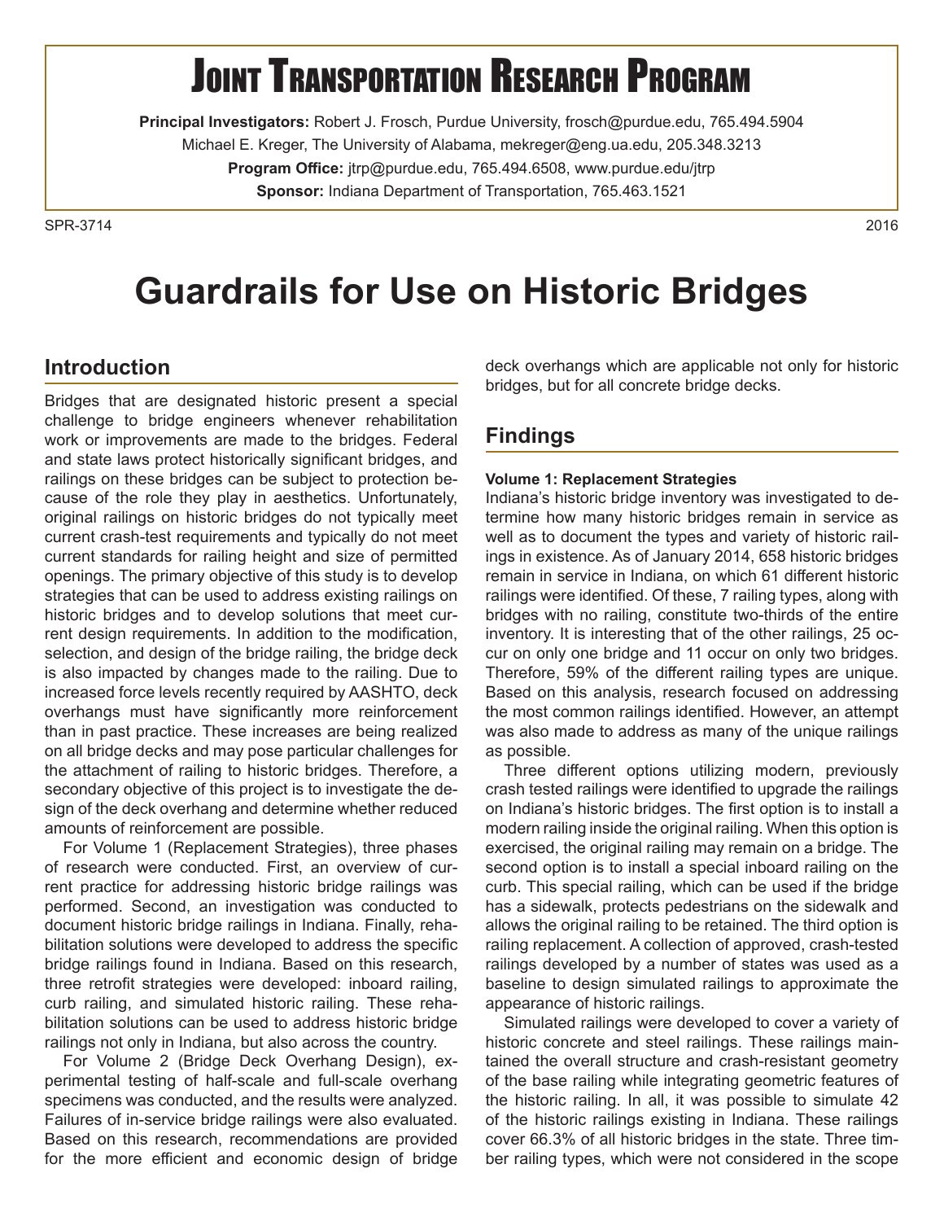# Joint Transportation Research Program

**Principal Investigators:** Robert J. Frosch, Purdue University, frosch@purdue.edu, 765.494.5904
Michael E. Kreger, The University of Alabama, mekreger@eng.ua.edu, 205.348.3213
**Program Office:** jtrp@purdue.edu, 765.494.6508, www.purdue.edu/jtrp
**Sponsor:** Indiana Department of Transportation, 765.463.1521

SPR-3714 2016

# Guardrails for Use on Historic Bridges

## Introduction

Bridges that are designated historic present a special challenge to bridge engineers whenever rehabilitation work or improvements are made to the bridges. Federal and state laws protect historically significant bridges, and railings on these bridges can be subject to protection because of the role they play in aesthetics. Unfortunately, original railings on historic bridges do not typically meet current crash-test requirements and typically do not meet current standards for railing height and size of permitted openings. The primary objective of this study is to develop strategies that can be used to address existing railings on historic bridges and to develop solutions that meet current design requirements. In addition to the modification, selection, and design of the bridge railing, the bridge deck is also impacted by changes made to the railing. Due to increased force levels recently required by AASHTO, deck overhangs must have significantly more reinforcement than in past practice. These increases are being realized on all bridge decks and may pose particular challenges for the attachment of railing to historic bridges. Therefore, a secondary objective of this project is to investigate the design of the deck overhang and determine whether reduced amounts of reinforcement are possible.

For Volume 1 (Replacement Strategies), three phases of research were conducted. First, an overview of current practice for addressing historic bridge railings was performed. Second, an investigation was conducted to document historic bridge railings in Indiana. Finally, rehabilitation solutions were developed to address the specific bridge railings found in Indiana. Based on this research, three retrofit strategies were developed: inboard railing, curb railing, and simulated historic railing. These rehabilitation solutions can be used to address historic bridge railings not only in Indiana, but also across the country.

For Volume 2 (Bridge Deck Overhang Design), experimental testing of half-scale and full-scale overhang specimens was conducted, and the results were analyzed. Failures of in-service bridge railings were also evaluated. Based on this research, recommendations are provided for the more efficient and economic design of bridge deck overhangs which are applicable not only for historic bridges, but for all concrete bridge decks.

## Findings

**Volume 1: Replacement Strategies**

Indiana's historic bridge inventory was investigated to determine how many historic bridges remain in service as well as to document the types and variety of historic railings in existence. As of January 2014, 658 historic bridges remain in service in Indiana, on which 61 different historic railings were identified. Of these, 7 railing types, along with bridges with no railing, constitute two-thirds of the entire inventory. It is interesting that of the other railings, 25 occur on only one bridge and 11 occur on only two bridges. Therefore, 59% of the different railing types are unique. Based on this analysis, research focused on addressing the most common railings identified. However, an attempt was also made to address as many of the unique railings as possible.

Three different options utilizing modern, previously crash tested railings were identified to upgrade the railings on Indiana's historic bridges. The first option is to install a modern railing inside the original railing. When this option is exercised, the original railing may remain on a bridge. The second option is to install a special inboard railing on the curb. This special railing, which can be used if the bridge has a sidewalk, protects pedestrians on the sidewalk and allows the original railing to be retained. The third option is railing replacement. A collection of approved, crash-tested railings developed by a number of states was used as a baseline to design simulated railings to approximate the appearance of historic railings.

Simulated railings were developed to cover a variety of historic concrete and steel railings. These railings maintained the overall structure and crash-resistant geometry of the base railing while integrating geometric features of the historic railing. In all, it was possible to simulate 42 of the historic railings existing in Indiana. These railings cover 66.3% of all historic bridges in the state. Three timber railing types, which were not considered in the scope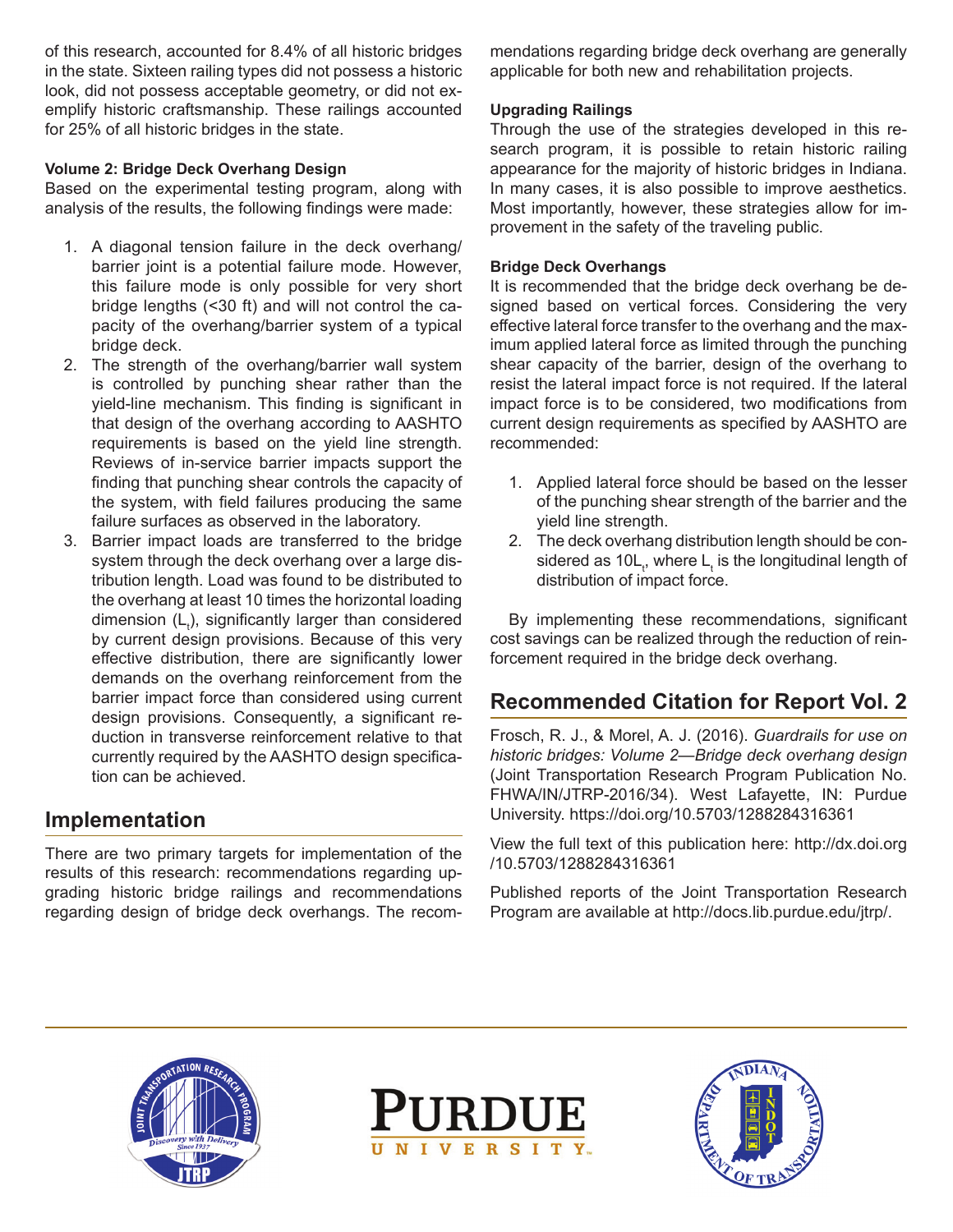of this research, accounted for 8.4% of all historic bridges in the state. Sixteen railing types did not possess a historic look, did not possess acceptable geometry, or did not exemplify historic craftsmanship. These railings accounted for 25% of all historic bridges in the state.

**Volume 2: Bridge Deck Overhang Design**

Based on the experimental testing program, along with analysis of the results, the following findings were made:

1. A diagonal tension failure in the deck overhang/barrier joint is a potential failure mode. However, this failure mode is only possible for very short bridge lengths (<30 ft) and will not control the capacity of the overhang/barrier system of a typical bridge deck.
2. The strength of the overhang/barrier wall system is controlled by punching shear rather than the yield-line mechanism. This finding is significant in that design of the overhang according to AASHTO requirements is based on the yield line strength. Reviews of in-service barrier impacts support the finding that punching shear controls the capacity of the system, with field failures producing the same failure surfaces as observed in the laboratory.
3. Barrier impact loads are transferred to the bridge system through the deck overhang over a large distribution length. Load was found to be distributed to the overhang at least 10 times the horizontal loading dimension ($L_t$), significantly larger than considered by current design provisions. Because of this very effective distribution, there are significantly lower demands on the overhang reinforcement from the barrier impact force than considered using current design provisions. Consequently, a significant reduction in transverse reinforcement relative to that currently required by the AASHTO design specification can be achieved.

## Implementation

There are two primary targets for implementation of the results of this research: recommendations regarding upgrading historic bridge railings and recommendations regarding design of bridge deck overhangs. The recommendations regarding bridge deck overhang are generally applicable for both new and rehabilitation projects.

**Upgrading Railings**

Through the use of the strategies developed in this research program, it is possible to retain historic railing appearance for the majority of historic bridges in Indiana. In many cases, it is also possible to improve aesthetics. Most importantly, however, these strategies allow for improvement in the safety of the traveling public.

**Bridge Deck Overhangs**

It is recommended that the bridge deck overhang be designed based on vertical forces. Considering the very effective lateral force transfer to the overhang and the maximum applied lateral force as limited through the punching shear capacity of the barrier, design of the overhang to resist the lateral impact force is not required. If the lateral impact force is to be considered, two modifications from current design requirements as specified by AASHTO are recommended:

1. Applied lateral force should be based on the lesser of the punching shear strength of the barrier and the yield line strength.
2. The deck overhang distribution length should be considered as $10L_t$, where $L_t$ is the longitudinal length of distribution of impact force.

By implementing these recommendations, significant cost savings can be realized through the reduction of reinforcement required in the bridge deck overhang.

## Recommended Citation for Report Vol. 2

Frosch, R. J., & Morel, A. J. (2016). *Guardrails for use on historic bridges: Volume 2—Bridge deck overhang design* (Joint Transportation Research Program Publication No. FHWA/IN/JTRP-2016/34). West Lafayette, IN: Purdue University. https://doi.org/10.5703/1288284316361

View the full text of this publication here: http://dx.doi.org/10.5703/1288284316361

Published reports of the Joint Transportation Research Program are available at http://docs.lib.purdue.edu/jtrp/.